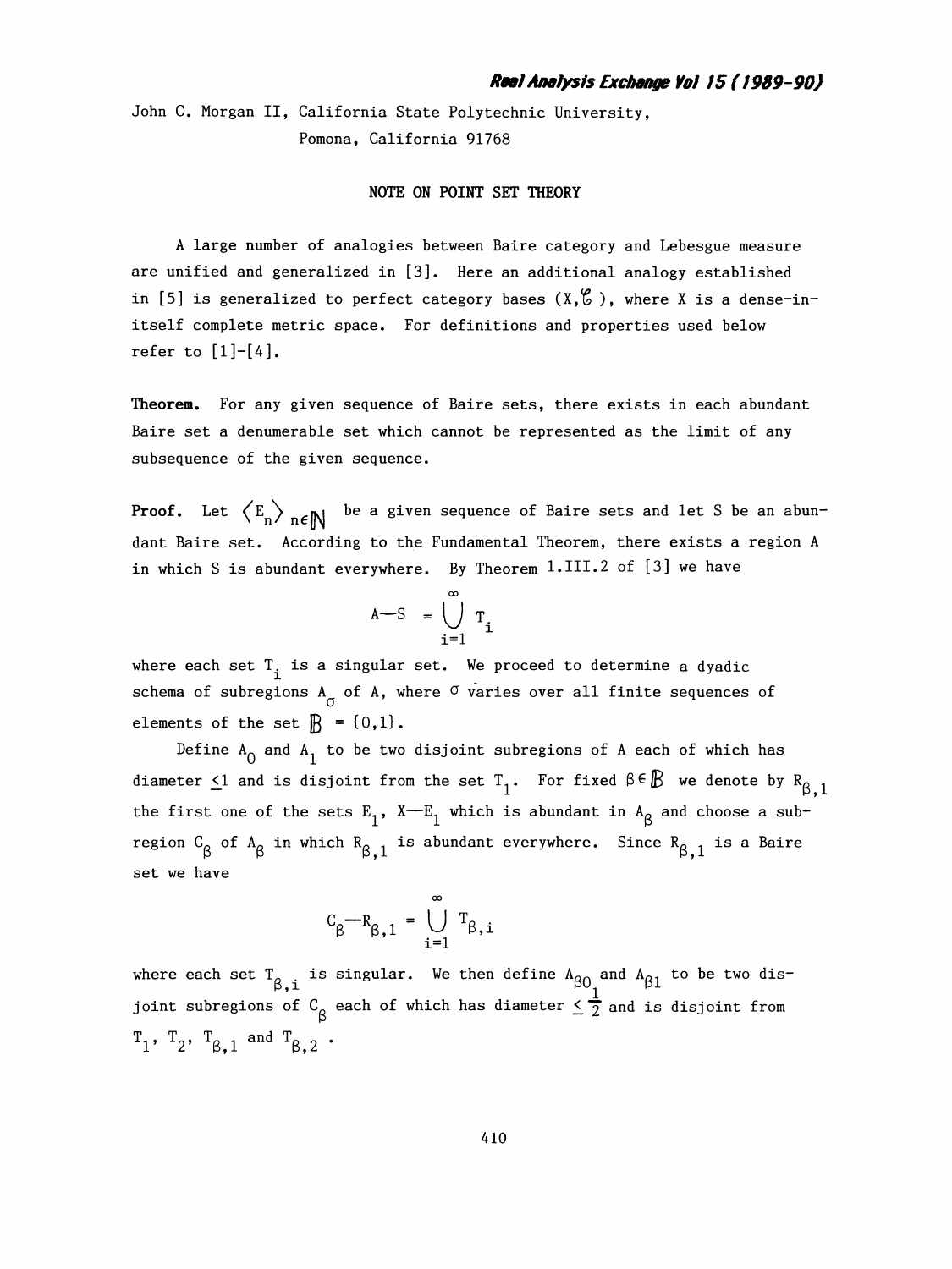John C. Morgan II, California State Polytechnic University, Pomona, California 91768

## NOTE ON POINT SET THEORY

A large number of analogies between Baire category and Lebesgue measure are unified and generalized in [3]. Here an additional analogy established in [5] is generalized to perfect category bases $(X, \mathcal{C})$, where X is a dense-in-itself complete metric space. For definitions and properties used below refer to [1]-[4].

**Theorem.** For any given sequence of Baire sets, there exists in each abundant Baire set a denumerable set which cannot be represented as the limit of any subsequence of the given sequence.

**Proof.** Let $\langle E_n \rangle_{n \in \mathbb{N}}$ be a given sequence of Baire sets and let S be an abundant Baire set. According to the Fundamental Theorem, there exists a region A in which S is abundant everywhere. By Theorem 1.III.2 of [3] we have

$$A - S = \bigcup_{i=1}^{\infty} T_i$$

where each set $T_i$ is a singular set. We proceed to determine a dyadic schema of subregions $A_\sigma$ of A, where $\sigma$ varies over all finite sequences of elements of the set $\mathbb{B} = \{0,1\}$.

Define $A_0$ and $A_1$ to be two disjoint subregions of A each of which has diameter $\leq 1$ and is disjoint from the set $T_1$. For fixed $\beta \in \mathbb{B}$ we denote by $R_{\beta,1}$ the first one of the sets $E_1$, $X - E_1$ which is abundant in $A_\beta$ and choose a subregion $C_\beta$ of $A_\beta$ in which $R_{\beta,1}$ is abundant everywhere. Since $R_{\beta,1}$ is a Baire set we have

$$C_\beta - R_{\beta,1} = \bigcup_{i=1}^{\infty} T_{\beta,i}$$

where each set $T_{\beta,i}$ is singular. We then define $A_{\beta 0}$ and $A_{\beta 1}$ to be two disjoint subregions of $C_\beta$ each of which has diameter $\leq \frac{1}{2}$ and is disjoint from $T_1$, $T_2$, $T_{\beta,1}$ and $T_{\beta,2}$.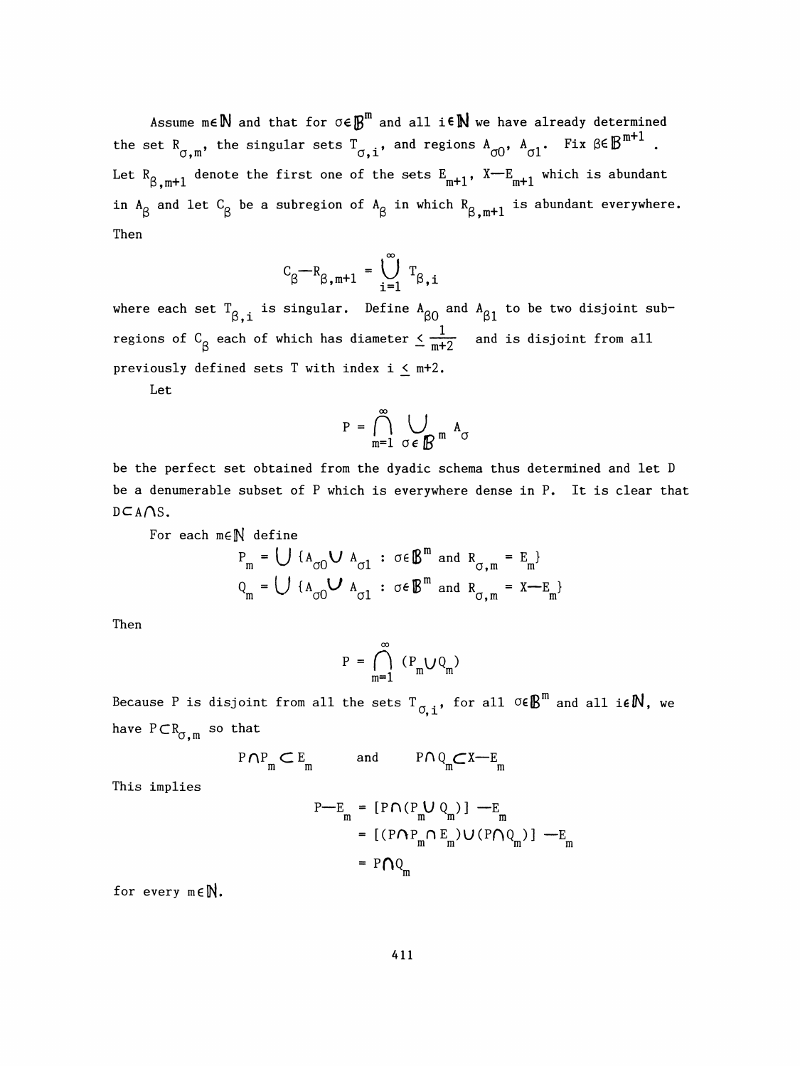Assume $m \in \mathbb{N}$ and that for $\sigma \in \mathbb{B}^m$ and all $i \in \mathbb{N}$ we have already determined the set $R_{\sigma,m}$, the singular sets $T_{\sigma,i}$, and regions $A_{\sigma 0}$, $A_{\sigma 1}$. Fix $\beta \in \mathbb{B}^{m+1}$. Let $R_{\beta,m+1}$ denote the first one of the sets $E_{m+1}$, $X - E_{m+1}$ which is abundant in $A_\beta$ and let $C_\beta$ be a subregion of $A_\beta$ in which $R_{\beta,m+1}$ is abundant everywhere. Then

$$C_\beta - R_{\beta,m+1} = \bigcup_{i=1}^{\infty} T_{\beta,i}$$

where each set $T_{\beta,i}$ is singular. Define $A_{\beta 0}$ and $A_{\beta 1}$ to be two disjoint subregions of $C_\beta$ each of which has diameter $\leq \frac{1}{m+2}$ and is disjoint from all previously defined sets T with index $i \leq m+2$.

Let

$$P = \bigcap_{m=1}^{\infty} \bigcup_{\sigma \in \mathbb{B}^m} A_\sigma$$

be the perfect set obtained from the dyadic schema thus determined and let D be a denumerable subset of P which is everywhere dense in P. It is clear that $D \subset A \cap S$.

For each $m \in \mathbb{N}$ define

$$P_m = \bigcup \{A_{\sigma 0} \cup A_{\sigma 1} : \sigma \in \mathbb{B}^m \text{ and } R_{\sigma,m} = E_m\}$$
$$Q_m = \bigcup \{A_{\sigma 0} \cup A_{\sigma 1} : \sigma \in \mathbb{B}^m \text{ and } R_{\sigma,m} = X - E_m\}$$

Then

$$P = \bigcap_{m=1}^{\infty} (P_m \cup Q_m)$$

Because P is disjoint from all the sets $T_{\sigma,i}$, for all $\sigma \in \mathbb{B}^m$ and all $i \in \mathbb{N}$, we have $P \subset R_{\sigma,m}$ so that

$$P \cap P_m \subset E_m \qquad \text{and} \qquad P \cap Q_m \subset X - E_m$$

This implies

$$\begin{aligned} P - E_m &= [P \cap (P_m \cup Q_m)] - E_m \\ &= [(P \cap P_m \cap E_m) \cup (P \cap Q_m)] - E_m \\ &= P \cap Q_m \end{aligned}$$

for every $m \in \mathbb{N}$.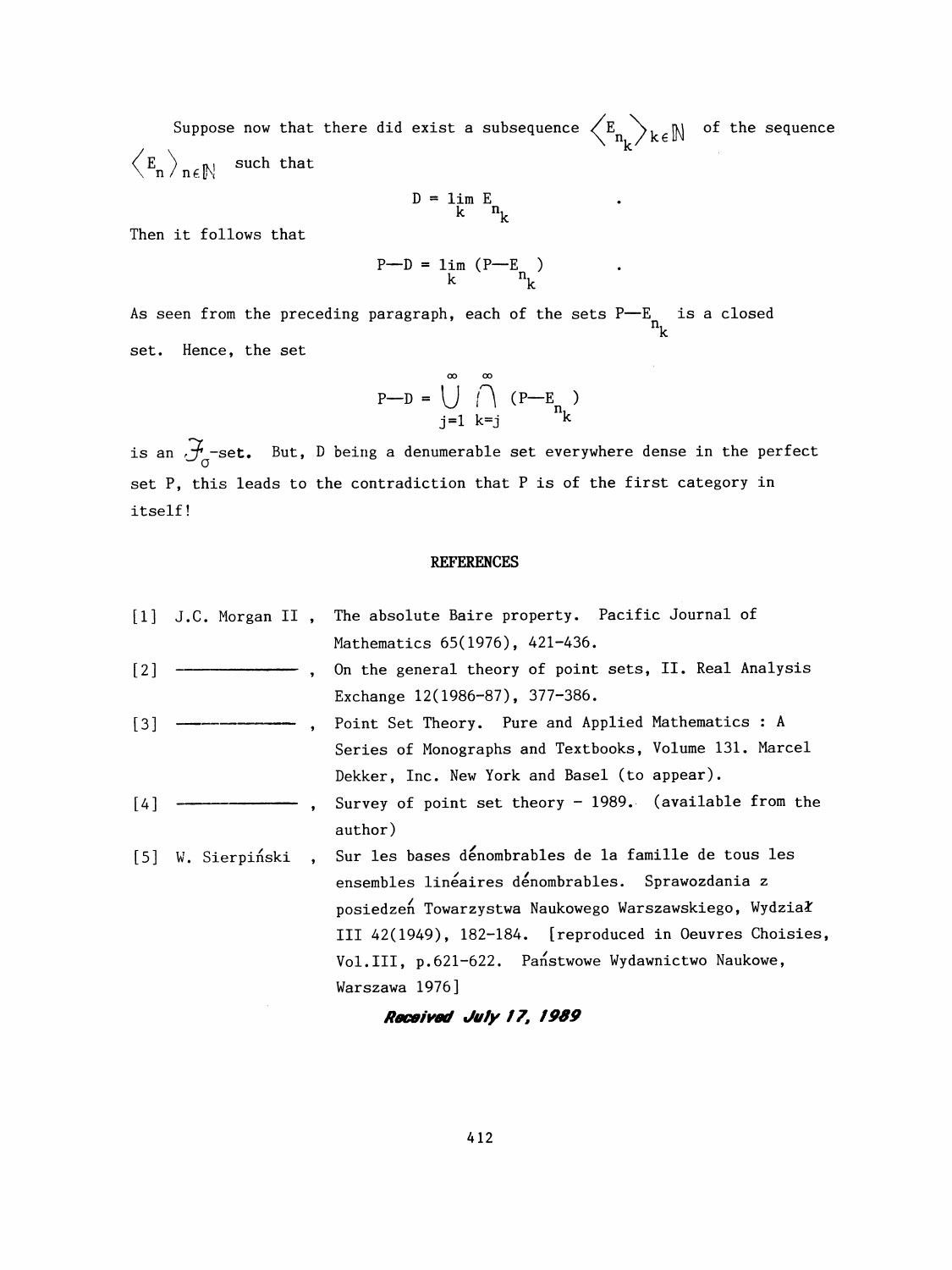Suppose now that there did exist a subsequence $\langle E_{n_k} \rangle_{k \in \mathbb{N}}$ of the sequence $\langle E_n \rangle_{n \in \mathbb{N}}$ such that

$$D = \lim_k E_{n_k} \quad .$$

Then it follows that

$$P—D = \lim_k (P—E_{n_k}) \quad .$$

As seen from the preceding paragraph, each of the sets $P—E_{n_k}$ is a closed set. Hence, the set

$$P—D = \bigcup_{j=1}^{\infty} \bigcap_{k=j}^{\infty} (P—E_{n_k})$$

is an $\mathcal{F}_\sigma$-set. But, D being a denumerable set everywhere dense in the perfect set P, this leads to the contradiction that P is of the first category in itself!

## REFERENCES

[1] J.C. Morgan II , The absolute Baire property. Pacific Journal of Mathematics 65(1976), 421-436.

[2] ——————— , On the general theory of point sets, II. Real Analysis Exchange 12(1986-87), 377-386.

[3] ——————— , Point Set Theory. Pure and Applied Mathematics : A Series of Monographs and Textbooks, Volume 131. Marcel Dekker, Inc. New York and Basel (to appear).

[4] ——————— , Survey of point set theory - 1989. (available from the author)

[5] W. Sierpiński , Sur les bases dénombrables de la famille de tous les ensembles linéaires dénombrables. Sprawozdania z posiedzeń Towarzystwa Naukowego Warszawskiego, Wydział III 42(1949), 182-184. [reproduced in Oeuvres Choisies, Vol.III, p.621-622. Państwowe Wydawnictwo Naukowe, Warszawa 1976]

***Received July 17, 1989***